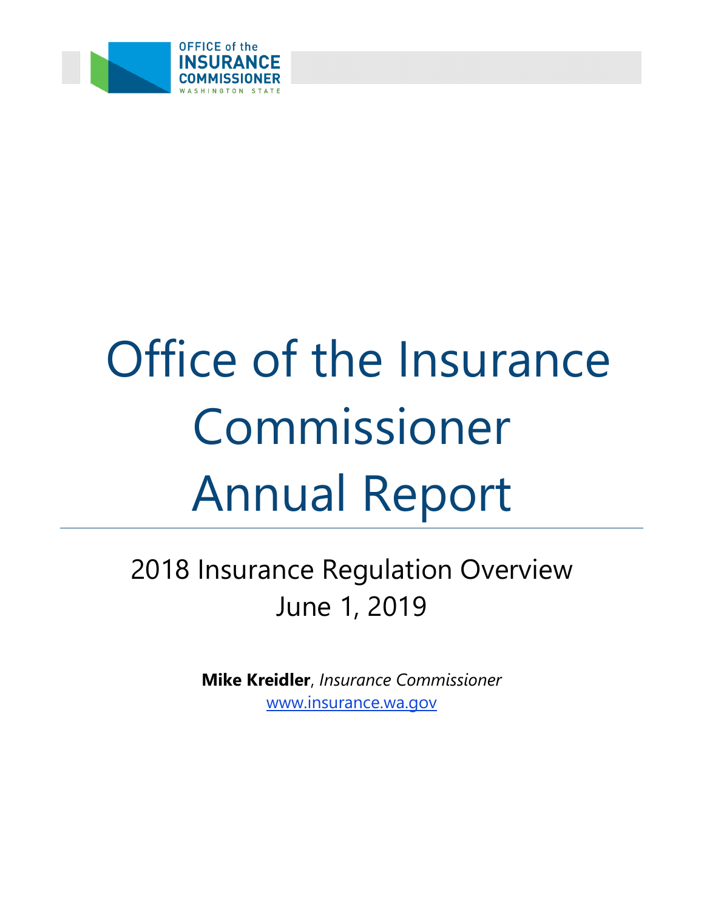OFFICE of the INSURANCE COMMISSIONER WASHINGTON STATE

# Office of the Insurance Commissioner Annual Report

## 2018 Insurance Regulation Overview
## June 1, 2019

**Mike Kreidler**, *Insurance Commissioner*
www.insurance.wa.gov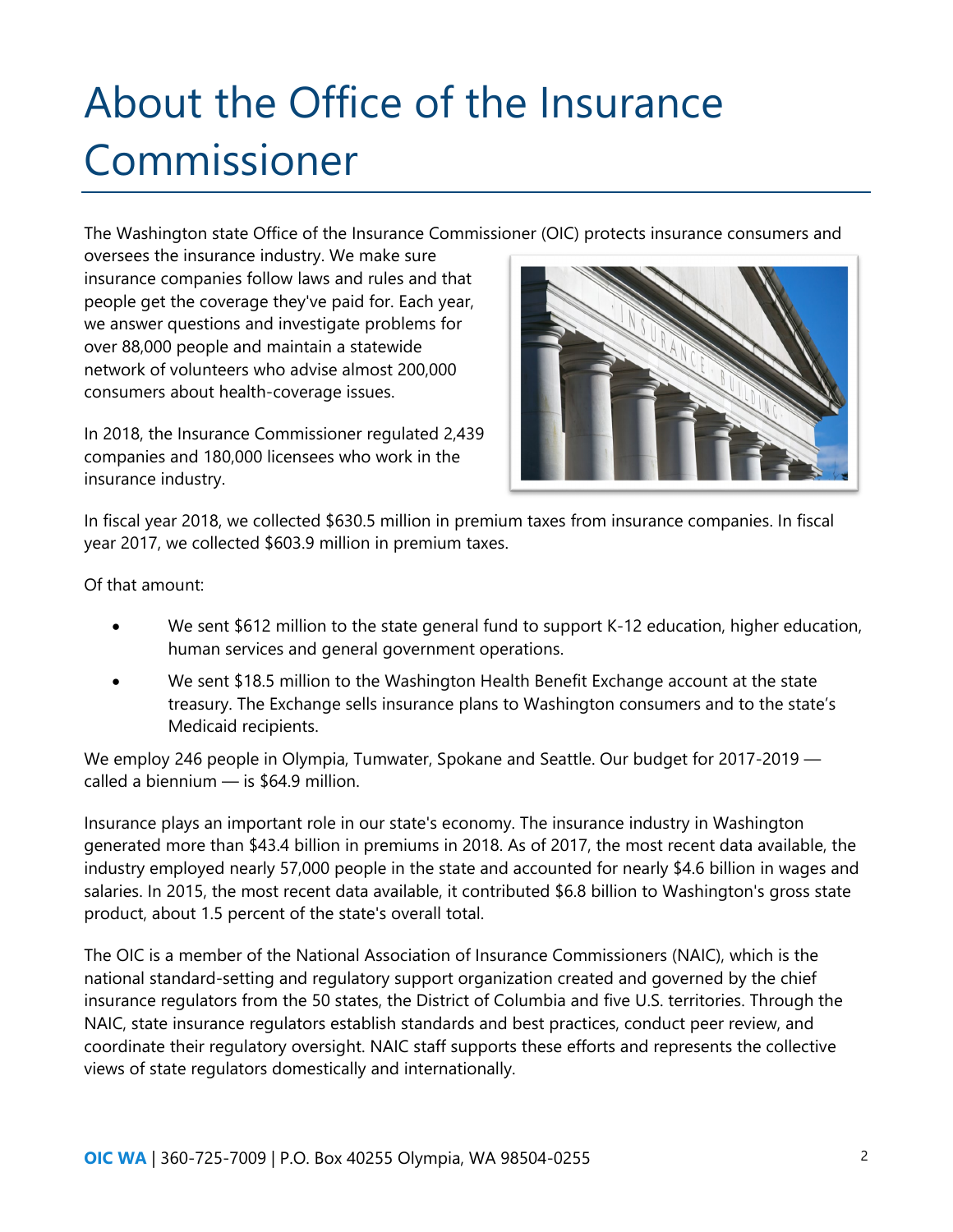# About the Office of the Insurance Commissioner

The Washington state Office of the Insurance Commissioner (OIC) protects insurance consumers and oversees the insurance industry. We make sure insurance companies follow laws and rules and that people get the coverage they've paid for. Each year, we answer questions and investigate problems for over 88,000 people and maintain a statewide network of volunteers who advise almost 200,000 consumers about health-coverage issues.

In 2018, the Insurance Commissioner regulated 2,439 companies and 180,000 licensees who work in the insurance industry.

In fiscal year 2018, we collected $630.5 million in premium taxes from insurance companies. In fiscal year 2017, we collected $603.9 million in premium taxes.

Of that amount:

- We sent $612 million to the state general fund to support K-12 education, higher education, human services and general government operations.
- We sent $18.5 million to the Washington Health Benefit Exchange account at the state treasury. The Exchange sells insurance plans to Washington consumers and to the state's Medicaid recipients.

We employ 246 people in Olympia, Tumwater, Spokane and Seattle. Our budget for 2017-2019 — called a biennium — is $64.9 million.

Insurance plays an important role in our state's economy. The insurance industry in Washington generated more than $43.4 billion in premiums in 2018. As of 2017, the most recent data available, the industry employed nearly 57,000 people in the state and accounted for nearly $4.6 billion in wages and salaries. In 2015, the most recent data available, it contributed $6.8 billion to Washington's gross state product, about 1.5 percent of the state's overall total.

The OIC is a member of the National Association of Insurance Commissioners (NAIC), which is the national standard-setting and regulatory support organization created and governed by the chief insurance regulators from the 50 states, the District of Columbia and five U.S. territories. Through the NAIC, state insurance regulators establish standards and best practices, conduct peer review, and coordinate their regulatory oversight. NAIC staff supports these efforts and represents the collective views of state regulators domestically and internationally.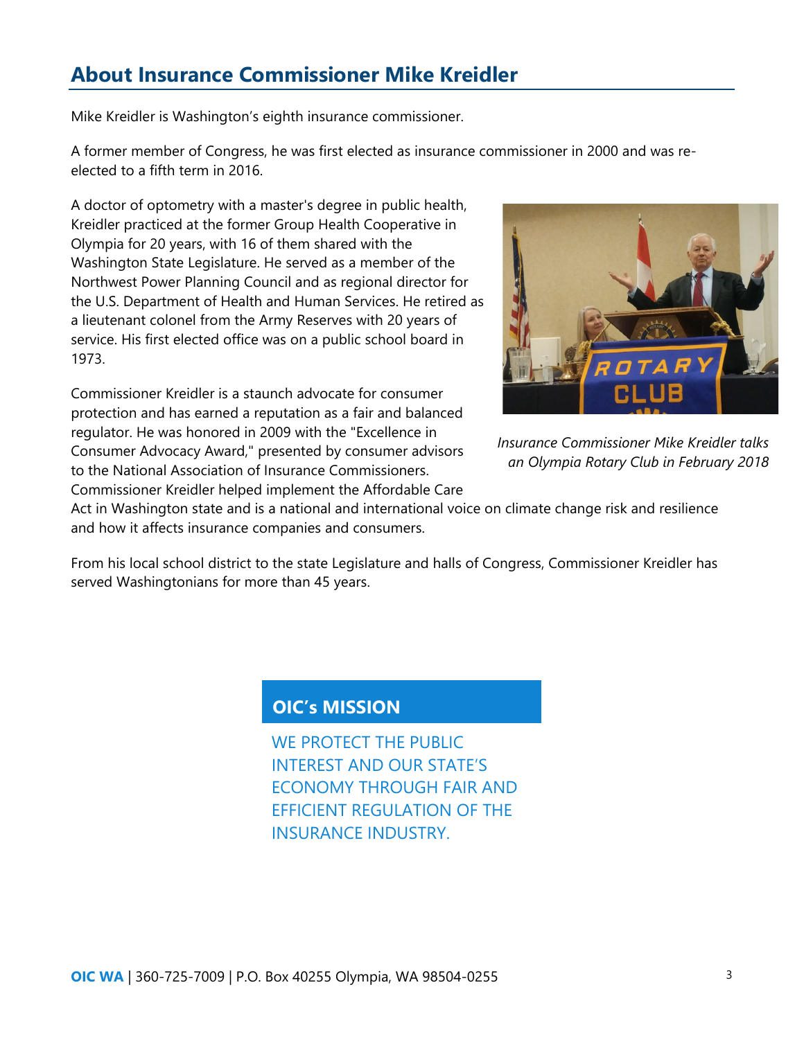## About Insurance Commissioner Mike Kreidler

Mike Kreidler is Washington's eighth insurance commissioner.

A former member of Congress, he was first elected as insurance commissioner in 2000 and was re-elected to a fifth term in 2016.

A doctor of optometry with a master's degree in public health, Kreidler practiced at the former Group Health Cooperative in Olympia for 20 years, with 16 of them shared with the Washington State Legislature. He served as a member of the Northwest Power Planning Council and as regional director for the U.S. Department of Health and Human Services. He retired as a lieutenant colonel from the Army Reserves with 20 years of service. His first elected office was on a public school board in 1973.

*Insurance Commissioner Mike Kreidler talks an Olympia Rotary Club in February 2018*

Commissioner Kreidler is a staunch advocate for consumer protection and has earned a reputation as a fair and balanced regulator. He was honored in 2009 with the "Excellence in Consumer Advocacy Award," presented by consumer advisors to the National Association of Insurance Commissioners. Commissioner Kreidler helped implement the Affordable Care Act in Washington state and is a national and international voice on climate change risk and resilience and how it affects insurance companies and consumers.

From his local school district to the state Legislature and halls of Congress, Commissioner Kreidler has served Washingtonians for more than 45 years.

### OIC's MISSION

WE PROTECT THE PUBLIC INTEREST AND OUR STATE'S ECONOMY THROUGH FAIR AND EFFICIENT REGULATION OF THE INSURANCE INDUSTRY.

**OIC WA** | 360-725-7009 | P.O. Box 40255 Olympia, WA 98504-0255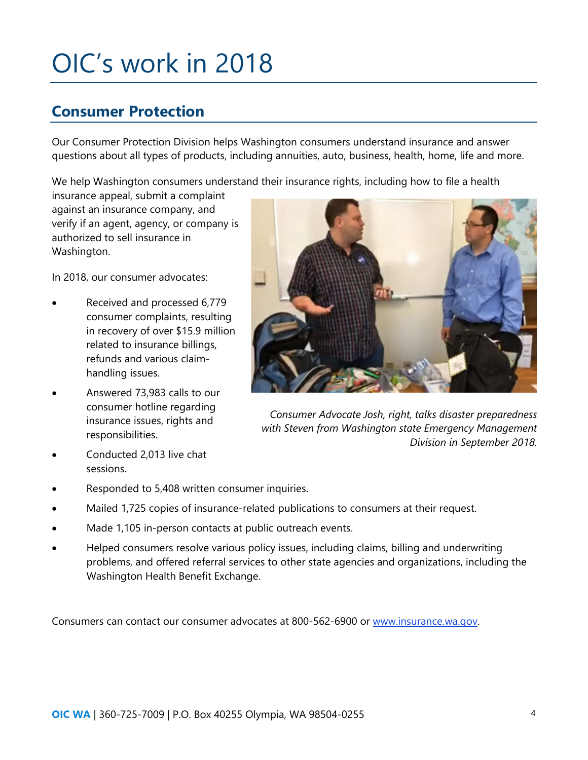# OIC's work in 2018

## Consumer Protection

Our Consumer Protection Division helps Washington consumers understand insurance and answer questions about all types of products, including annuities, auto, business, health, home, life and more.

We help Washington consumers understand their insurance rights, including how to file a health insurance appeal, submit a complaint against an insurance company, and verify if an agent, agency, or company is authorized to sell insurance in Washington.

*Consumer Advocate Josh, right, talks disaster preparedness with Steven from Washington state Emergency Management Division in September 2018.*

In 2018, our consumer advocates:

- Received and processed 6,779 consumer complaints, resulting in recovery of over $15.9 million related to insurance billings, refunds and various claim-handling issues.
- Answered 73,983 calls to our consumer hotline regarding insurance issues, rights and responsibilities.
- Conducted 2,013 live chat sessions.
- Responded to 5,408 written consumer inquiries.
- Mailed 1,725 copies of insurance-related publications to consumers at their request.
- Made 1,105 in-person contacts at public outreach events.
- Helped consumers resolve various policy issues, including claims, billing and underwriting problems, and offered referral services to other state agencies and organizations, including the Washington Health Benefit Exchange.

Consumers can contact our consumer advocates at 800-562-6900 or [www.insurance.wa.gov](www.insurance.wa.gov).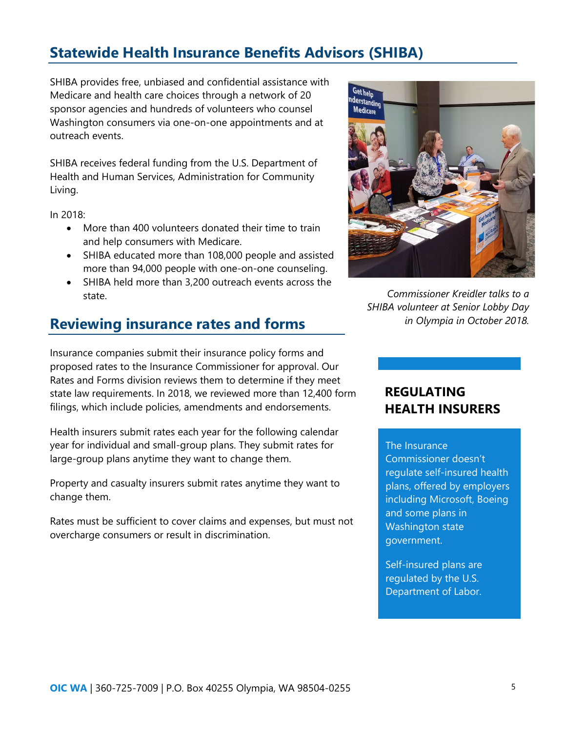## Statewide Health Insurance Benefits Advisors (SHIBA)

SHIBA provides free, unbiased and confidential assistance with Medicare and health care choices through a network of 20 sponsor agencies and hundreds of volunteers who counsel Washington consumers via one-on-one appointments and at outreach events.

SHIBA receives federal funding from the U.S. Department of Health and Human Services, Administration for Community Living.

In 2018:

- More than 400 volunteers donated their time to train and help consumers with Medicare.
- SHIBA educated more than 108,000 people and assisted more than 94,000 people with one-on-one counseling.
- SHIBA held more than 3,200 outreach events across the state.

*Commissioner Kreidler talks to a SHIBA volunteer at Senior Lobby Day in Olympia in October 2018.*

## Reviewing insurance rates and forms

Insurance companies submit their insurance policy forms and proposed rates to the Insurance Commissioner for approval. Our Rates and Forms division reviews them to determine if they meet state law requirements. In 2018, we reviewed more than 12,400 form filings, which include policies, amendments and endorsements.

Health insurers submit rates each year for the following calendar year for individual and small-group plans. They submit rates for large-group plans anytime they want to change them.

Property and casualty insurers submit rates anytime they want to change them.

Rates must be sufficient to cover claims and expenses, but must not overcharge consumers or result in discrimination.

### REGULATING HEALTH INSURERS

The Insurance Commissioner doesn't regulate self-insured health plans, offered by employers including Microsoft, Boeing and some plans in Washington state government.

Self-insured plans are regulated by the U.S. Department of Labor.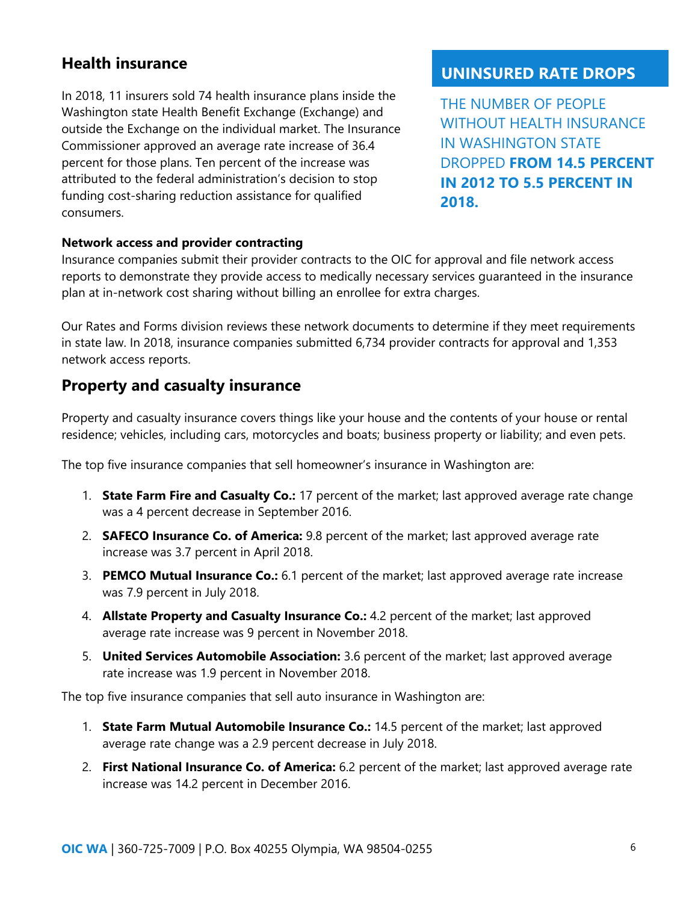## Health insurance

In 2018, 11 insurers sold 74 health insurance plans inside the Washington state Health Benefit Exchange (Exchange) and outside the Exchange on the individual market. The Insurance Commissioner approved an average rate increase of 36.4 percent for those plans. Ten percent of the increase was attributed to the federal administration's decision to stop funding cost-sharing reduction assistance for qualified consumers.

### UNINSURED RATE DROPS

THE NUMBER OF PEOPLE WITHOUT HEALTH INSURANCE IN WASHINGTON STATE DROPPED **FROM 14.5 PERCENT IN 2012 TO 5.5 PERCENT IN 2018.**

**Network access and provider contracting**

Insurance companies submit their provider contracts to the OIC for approval and file network access reports to demonstrate they provide access to medically necessary services guaranteed in the insurance plan at in-network cost sharing without billing an enrollee for extra charges.

Our Rates and Forms division reviews these network documents to determine if they meet requirements in state law. In 2018, insurance companies submitted 6,734 provider contracts for approval and 1,353 network access reports.

## Property and casualty insurance

Property and casualty insurance covers things like your house and the contents of your house or rental residence; vehicles, including cars, motorcycles and boats; business property or liability; and even pets.

The top five insurance companies that sell homeowner's insurance in Washington are:

1. **State Farm Fire and Casualty Co.:** 17 percent of the market; last approved average rate change was a 4 percent decrease in September 2016.
2. **SAFECO Insurance Co. of America:** 9.8 percent of the market; last approved average rate increase was 3.7 percent in April 2018.
3. **PEMCO Mutual Insurance Co.:** 6.1 percent of the market; last approved average rate increase was 7.9 percent in July 2018.
4. **Allstate Property and Casualty Insurance Co.:** 4.2 percent of the market; last approved average rate increase was 9 percent in November 2018.
5. **United Services Automobile Association:** 3.6 percent of the market; last approved average rate increase was 1.9 percent in November 2018.

The top five insurance companies that sell auto insurance in Washington are:

1. **State Farm Mutual Automobile Insurance Co.:** 14.5 percent of the market; last approved average rate change was a 2.9 percent decrease in July 2018.
2. **First National Insurance Co. of America:** 6.2 percent of the market; last approved average rate increase was 14.2 percent in December 2016.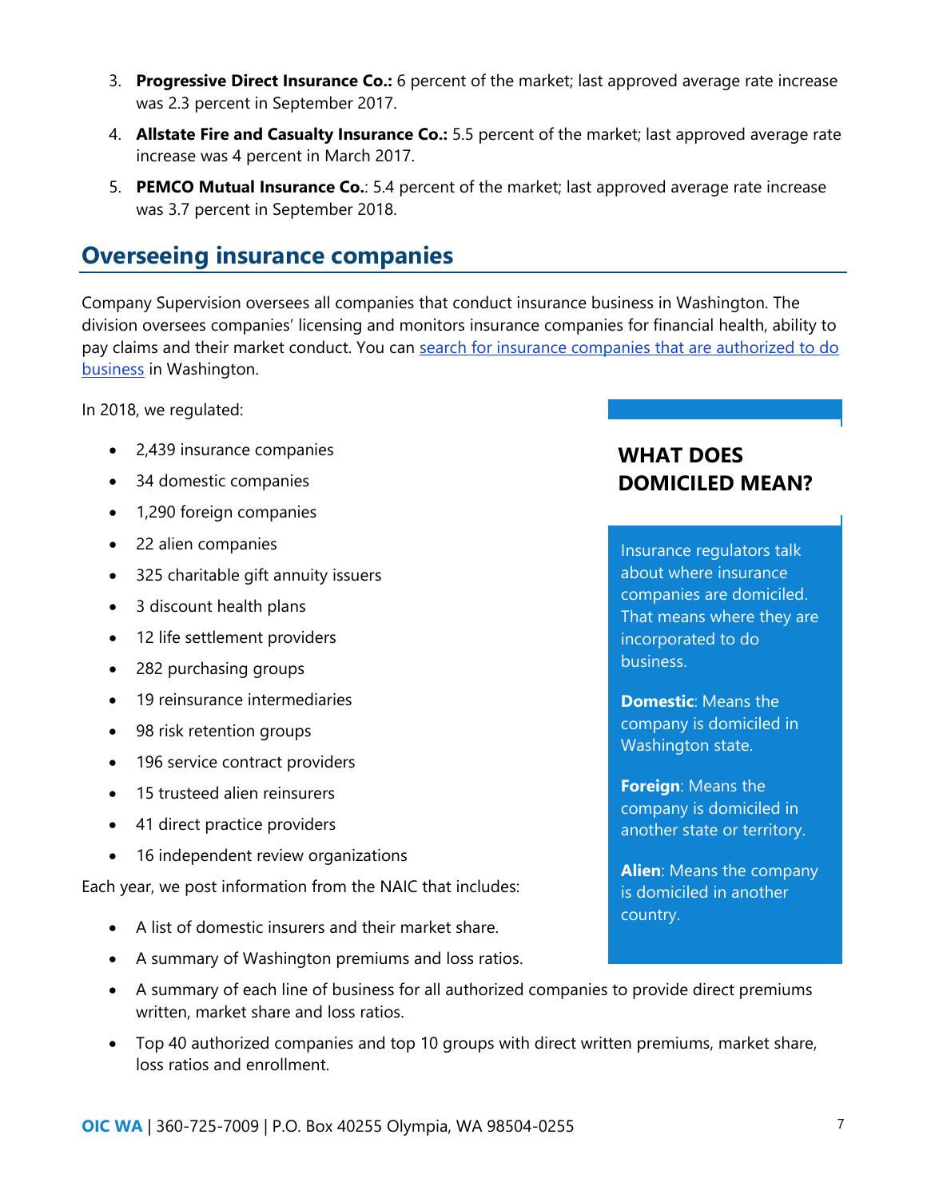3. **Progressive Direct Insurance Co.:** 6 percent of the market; last approved average rate increase was 2.3 percent in September 2017.
4. **Allstate Fire and Casualty Insurance Co.:** 5.5 percent of the market; last approved average rate increase was 4 percent in March 2017.
5. **PEMCO Mutual Insurance Co.**: 5.4 percent of the market; last approved average rate increase was 3.7 percent in September 2018.

## Overseeing insurance companies

Company Supervision oversees all companies that conduct insurance business in Washington. The division oversees companies' licensing and monitors insurance companies for financial health, ability to pay claims and their market conduct. You can search for insurance companies that are authorized to do business in Washington.

In 2018, we regulated:

- 2,439 insurance companies
- 34 domestic companies
- 1,290 foreign companies
- 22 alien companies
- 325 charitable gift annuity issuers
- 3 discount health plans
- 12 life settlement providers
- 282 purchasing groups
- 19 reinsurance intermediaries
- 98 risk retention groups
- 196 service contract providers
- 15 trusteed alien reinsurers
- 41 direct practice providers
- 16 independent review organizations

Each year, we post information from the NAIC that includes:

- A list of domestic insurers and their market share.
- A summary of Washington premiums and loss ratios.
- A summary of each line of business for all authorized companies to provide direct premiums written, market share and loss ratios.
- Top 40 authorized companies and top 10 groups with direct written premiums, market share, loss ratios and enrollment.

### WHAT DOES DOMICILED MEAN?

Insurance regulators talk about where insurance companies are domiciled. That means where they are incorporated to do business.

**Domestic**: Means the company is domiciled in Washington state.

**Foreign**: Means the company is domiciled in another state or territory.

**Alien**: Means the company is domiciled in another country.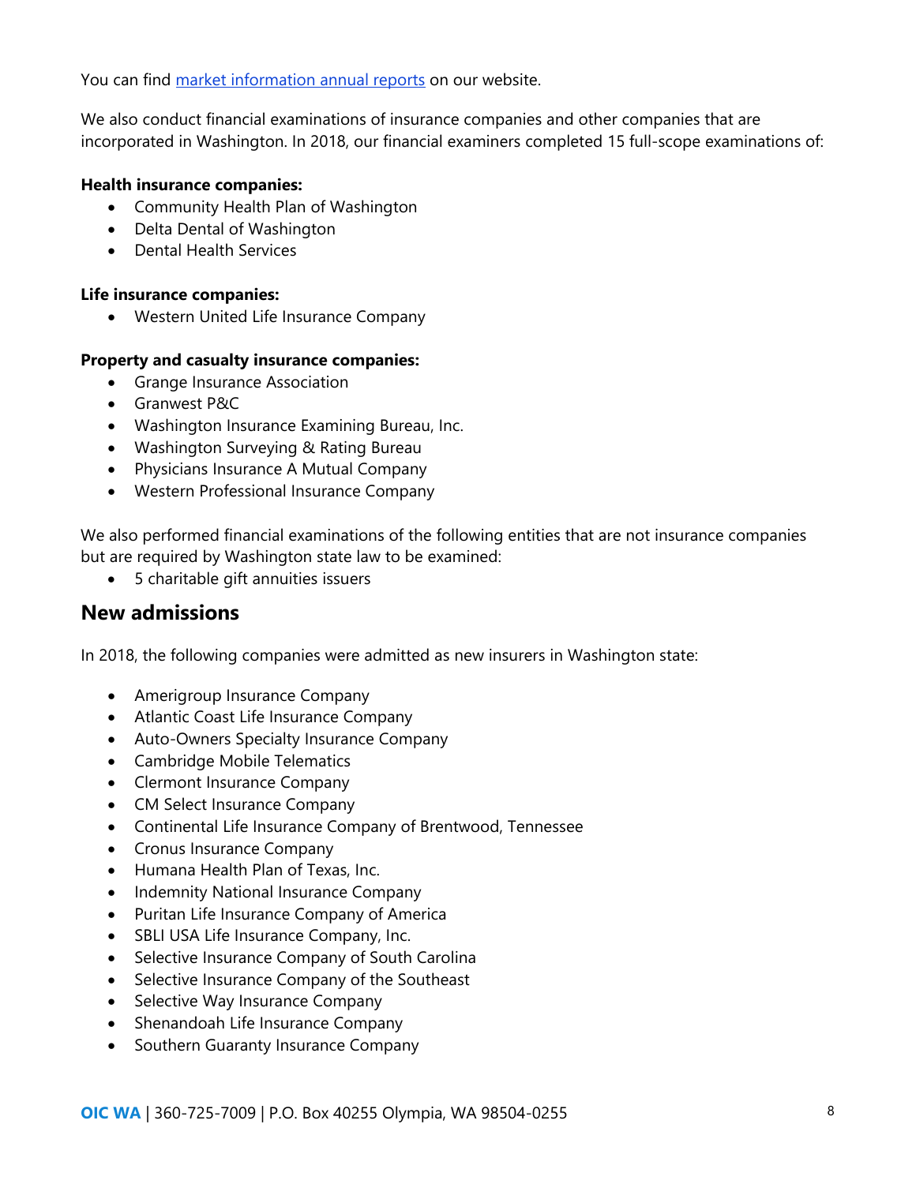You can find [market information annual reports](#) on our website.

We also conduct financial examinations of insurance companies and other companies that are incorporated in Washington. In 2018, our financial examiners completed 15 full-scope examinations of:

**Health insurance companies:**

- Community Health Plan of Washington
- Delta Dental of Washington
- Dental Health Services

**Life insurance companies:**

- Western United Life Insurance Company

**Property and casualty insurance companies:**

- Grange Insurance Association
- Granwest P&C
- Washington Insurance Examining Bureau, Inc.
- Washington Surveying & Rating Bureau
- Physicians Insurance A Mutual Company
- Western Professional Insurance Company

We also performed financial examinations of the following entities that are not insurance companies but are required by Washington state law to be examined:

- 5 charitable gift annuities issuers

## New admissions

In 2018, the following companies were admitted as new insurers in Washington state:

- Amerigroup Insurance Company
- Atlantic Coast Life Insurance Company
- Auto-Owners Specialty Insurance Company
- Cambridge Mobile Telematics
- Clermont Insurance Company
- CM Select Insurance Company
- Continental Life Insurance Company of Brentwood, Tennessee
- Cronus Insurance Company
- Humana Health Plan of Texas, Inc.
- Indemnity National Insurance Company
- Puritan Life Insurance Company of America
- SBLI USA Life Insurance Company, Inc.
- Selective Insurance Company of South Carolina
- Selective Insurance Company of the Southeast
- Selective Way Insurance Company
- Shenandoah Life Insurance Company
- Southern Guaranty Insurance Company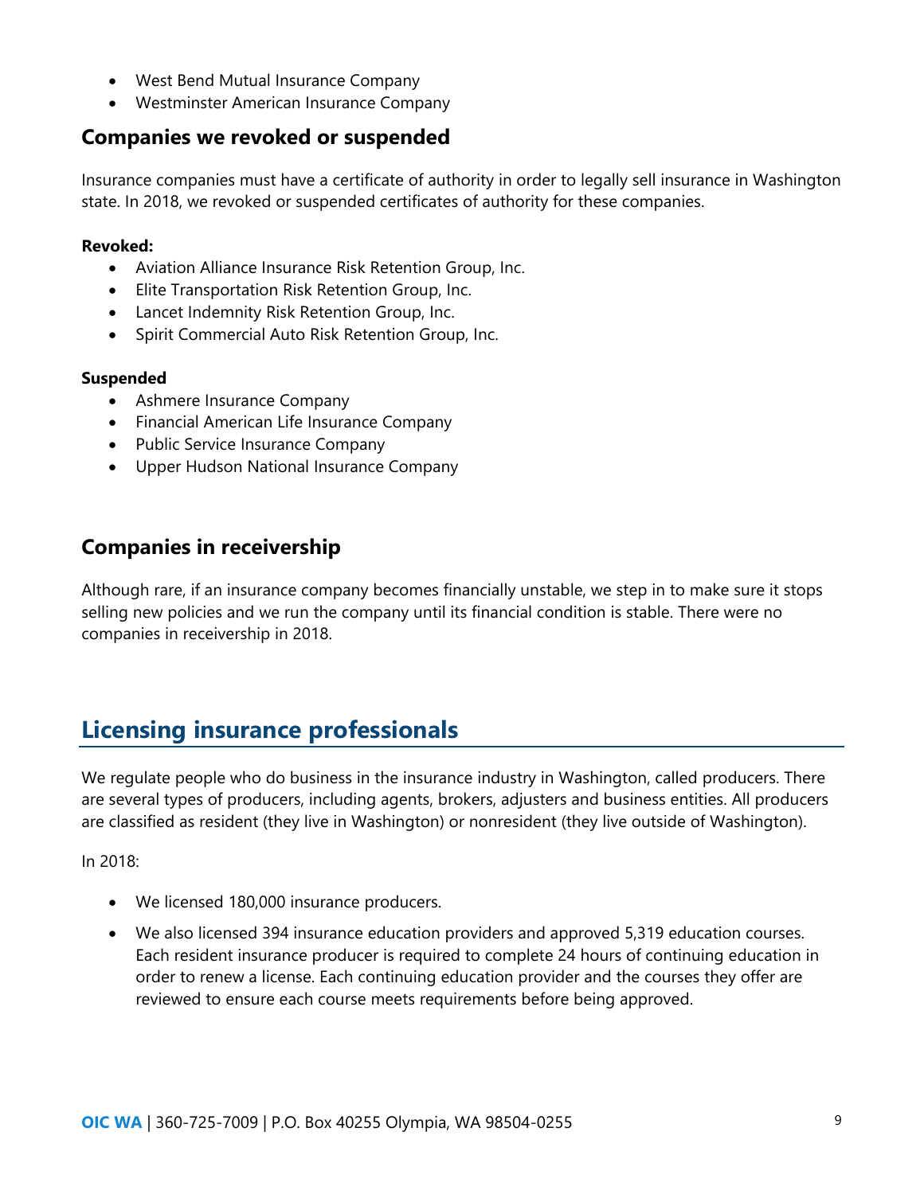- West Bend Mutual Insurance Company
- Westminster American Insurance Company

### Companies we revoked or suspended

Insurance companies must have a certificate of authority in order to legally sell insurance in Washington state. In 2018, we revoked or suspended certificates of authority for these companies.

**Revoked:**

- Aviation Alliance Insurance Risk Retention Group, Inc.
- Elite Transportation Risk Retention Group, Inc.
- Lancet Indemnity Risk Retention Group, Inc.
- Spirit Commercial Auto Risk Retention Group, Inc.

**Suspended**

- Ashmere Insurance Company
- Financial American Life Insurance Company
- Public Service Insurance Company
- Upper Hudson National Insurance Company

### Companies in receivership

Although rare, if an insurance company becomes financially unstable, we step in to make sure it stops selling new policies and we run the company until its financial condition is stable. There were no companies in receivership in 2018.

## Licensing insurance professionals

We regulate people who do business in the insurance industry in Washington, called producers. There are several types of producers, including agents, brokers, adjusters and business entities. All producers are classified as resident (they live in Washington) or nonresident (they live outside of Washington).

In 2018:

- We licensed 180,000 insurance producers.
- We also licensed 394 insurance education providers and approved 5,319 education courses. Each resident insurance producer is required to complete 24 hours of continuing education in order to renew a license. Each continuing education provider and the courses they offer are reviewed to ensure each course meets requirements before being approved.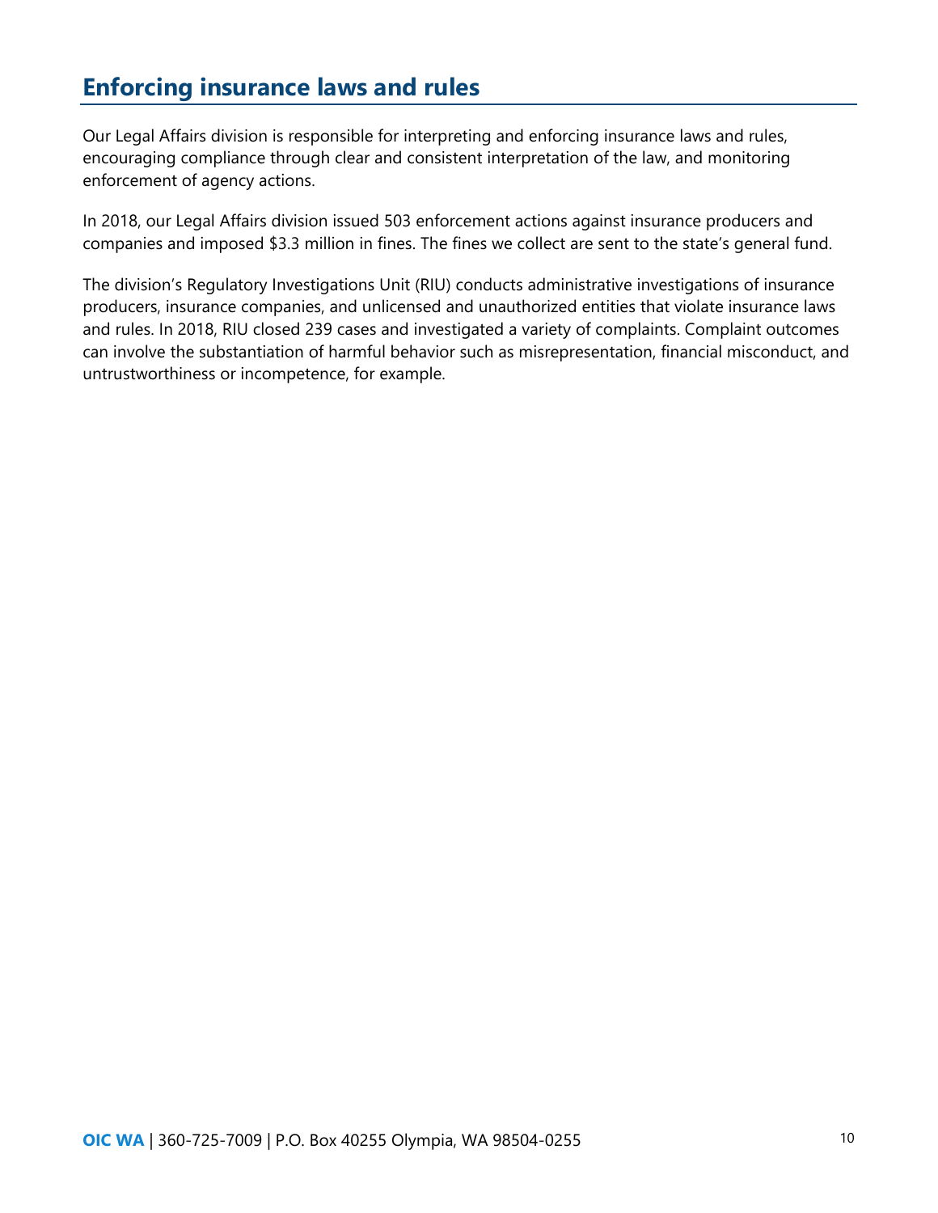## Enforcing insurance laws and rules

Our Legal Affairs division is responsible for interpreting and enforcing insurance laws and rules, encouraging compliance through clear and consistent interpretation of the law, and monitoring enforcement of agency actions.

In 2018, our Legal Affairs division issued 503 enforcement actions against insurance producers and companies and imposed $3.3 million in fines. The fines we collect are sent to the state's general fund.

The division's Regulatory Investigations Unit (RIU) conducts administrative investigations of insurance producers, insurance companies, and unlicensed and unauthorized entities that violate insurance laws and rules. In 2018, RIU closed 239 cases and investigated a variety of complaints. Complaint outcomes can involve the substantiation of harmful behavior such as misrepresentation, financial misconduct, and untrustworthiness or incompetence, for example.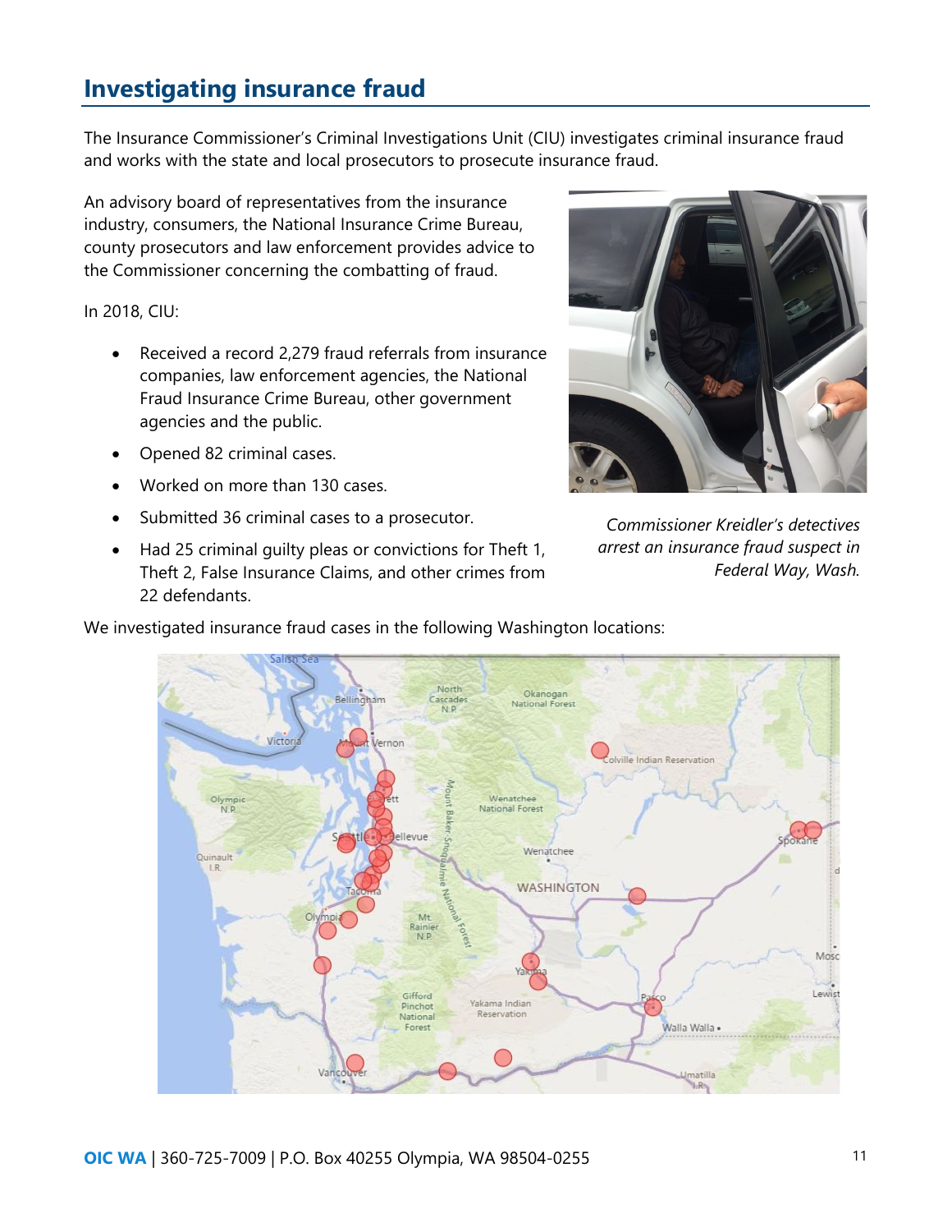## Investigating insurance fraud

The Insurance Commissioner's Criminal Investigations Unit (CIU) investigates criminal insurance fraud and works with the state and local prosecutors to prosecute insurance fraud.

An advisory board of representatives from the insurance industry, consumers, the National Insurance Crime Bureau, county prosecutors and law enforcement provides advice to the Commissioner concerning the combatting of fraud.

In 2018, CIU:

- Received a record 2,279 fraud referrals from insurance companies, law enforcement agencies, the National Fraud Insurance Crime Bureau, other government agencies and the public.
- Opened 82 criminal cases.
- Worked on more than 130 cases.
- Submitted 36 criminal cases to a prosecutor.
- Had 25 criminal guilty pleas or convictions for Theft 1, Theft 2, False Insurance Claims, and other crimes from 22 defendants.

*Commissioner Kreidler's detectives arrest an insurance fraud suspect in Federal Way, Wash.*

We investigated insurance fraud cases in the following Washington locations: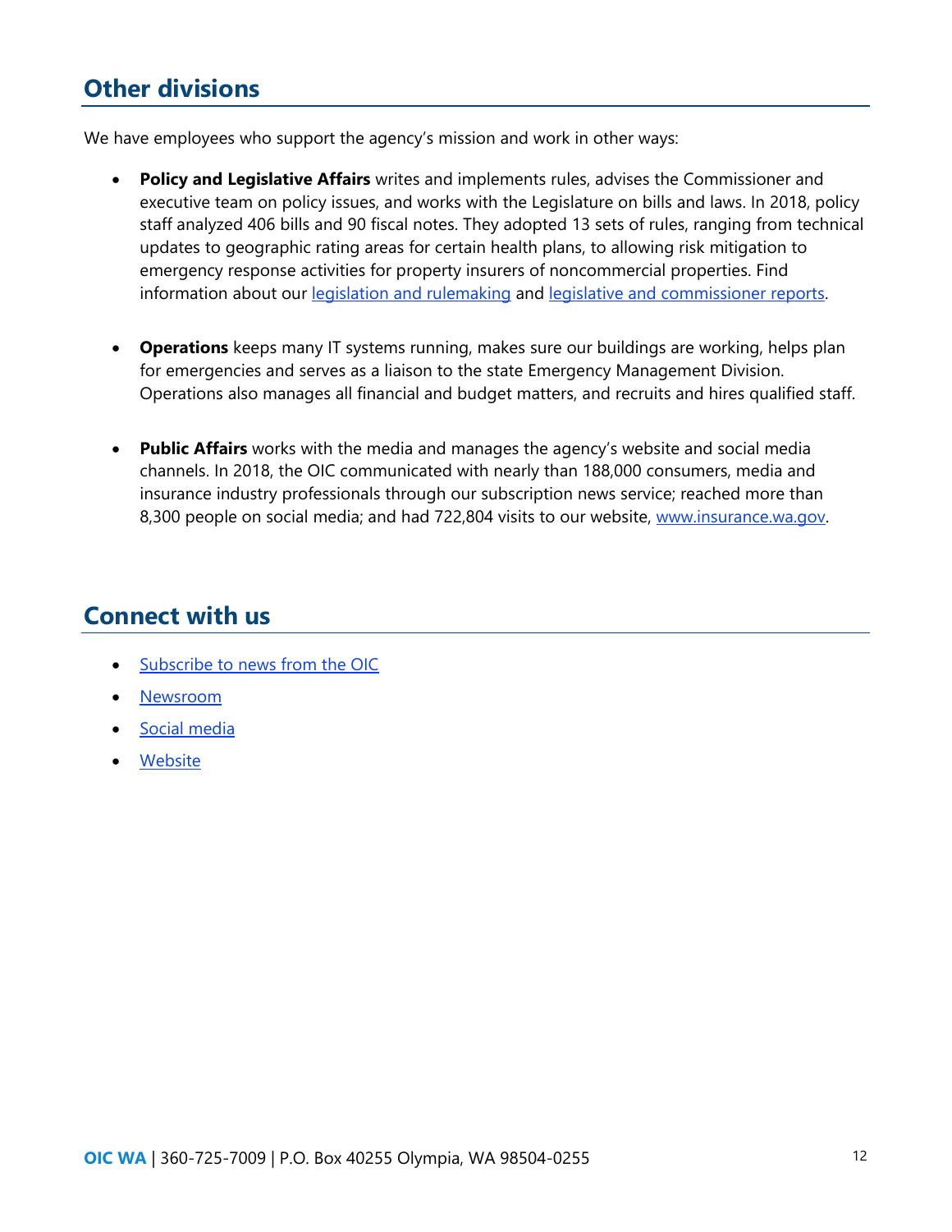## Other divisions

We have employees who support the agency's mission and work in other ways:

- **Policy and Legislative Affairs** writes and implements rules, advises the Commissioner and executive team on policy issues, and works with the Legislature on bills and laws. In 2018, policy staff analyzed 406 bills and 90 fiscal notes. They adopted 13 sets of rules, ranging from technical updates to geographic rating areas for certain health plans, to allowing risk mitigation to emergency response activities for property insurers of noncommercial properties. Find information about our legislation and rulemaking and legislative and commissioner reports.

- **Operations** keeps many IT systems running, makes sure our buildings are working, helps plan for emergencies and serves as a liaison to the state Emergency Management Division. Operations also manages all financial and budget matters, and recruits and hires qualified staff.

- **Public Affairs** works with the media and manages the agency's website and social media channels. In 2018, the OIC communicated with nearly than 188,000 consumers, media and insurance industry professionals through our subscription news service; reached more than 8,300 people on social media; and had 722,804 visits to our website, www.insurance.wa.gov.

## Connect with us

- Subscribe to news from the OIC
- Newsroom
- Social media
- Website

**OIC WA** | 360-725-7009 | P.O. Box 40255 Olympia, WA 98504-0255